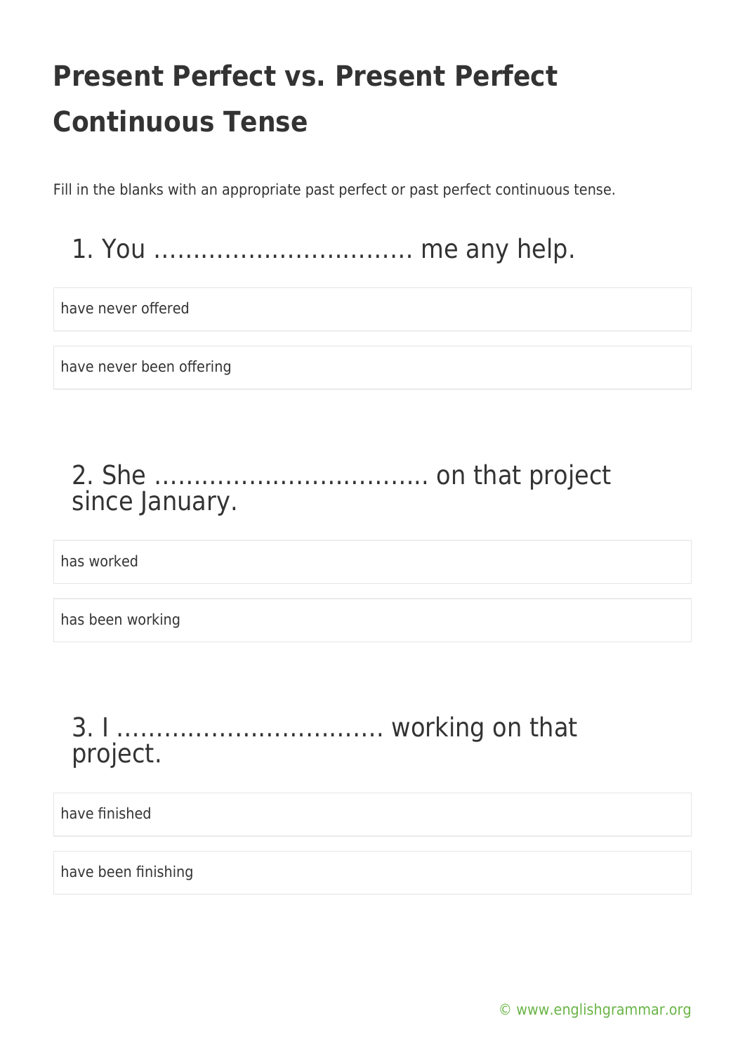# Present Perfect vs. Present Perfect Continuous Tense

Fill in the blanks with an appropriate past perfect or past perfect continuous tense.

## 1. You …………………………… me any help.

have never offered

have never been offering

## 2. She ……………………………. on that project since January.

has worked

has been working

## 3. I ……………………………. working on that project.

have finished

have been finishing

© www.englishgrammar.org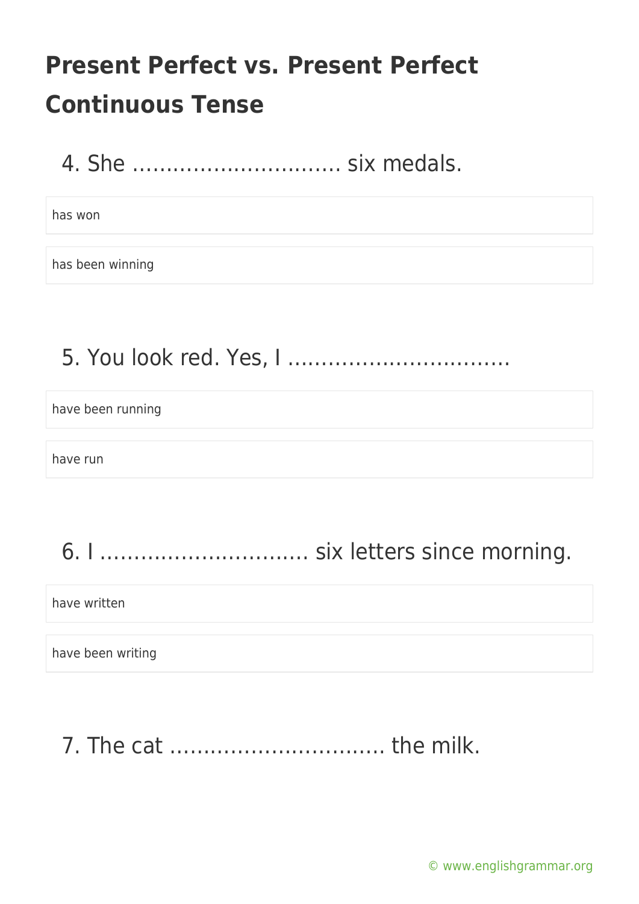# Present Perfect vs. Present Perfect Continuous Tense

4. She ............................... six medals.

- has won
- has been winning

5. You look red. Yes, I ................................

- have been running
- have run

6. I ............................... six letters since morning.

- have written
- have been writing

7. The cat ............................... the milk.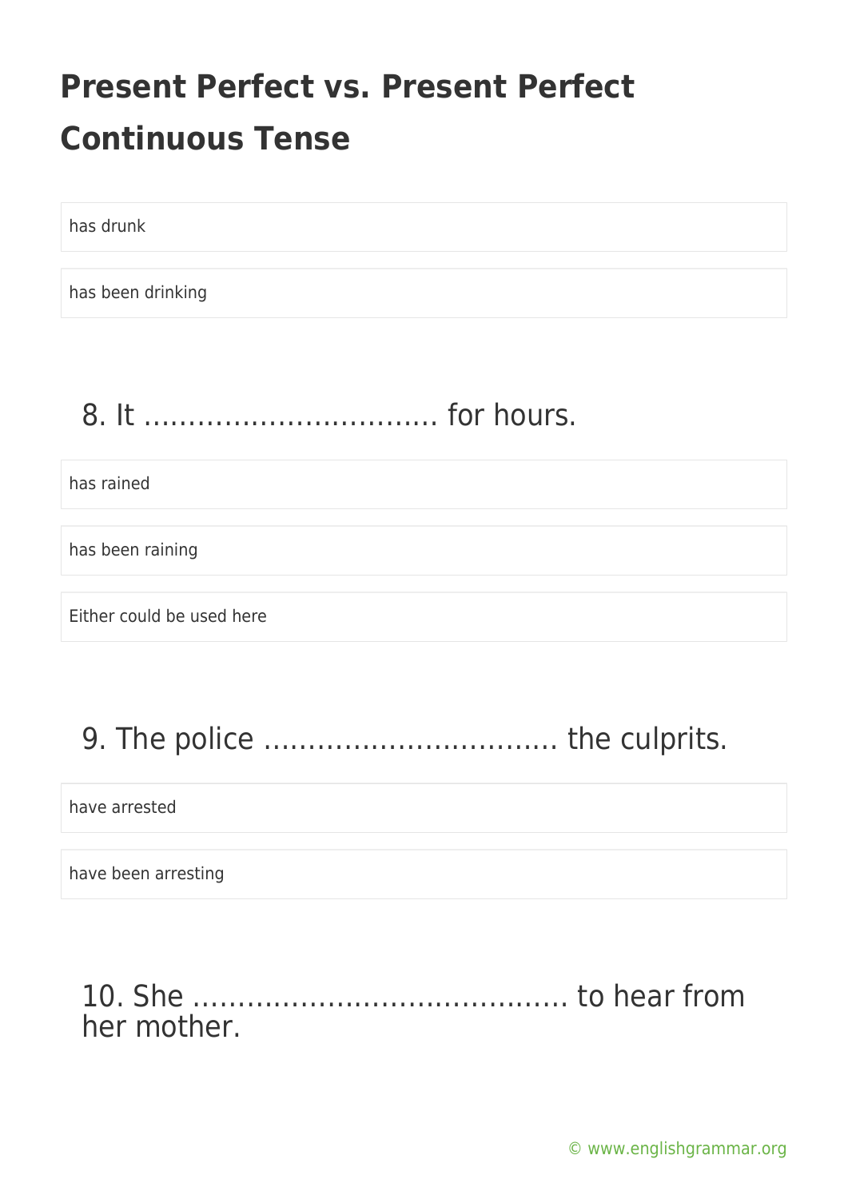# Present Perfect vs. Present Perfect Continuous Tense

has drunk

has been drinking

8. It ………………………….. for hours.

has rained

has been raining

Either could be used here

9. The police ………………………….. the culprits.

have arrested

have been arresting

10. She ………………………………….. to hear from her mother.

© www.englishgrammar.org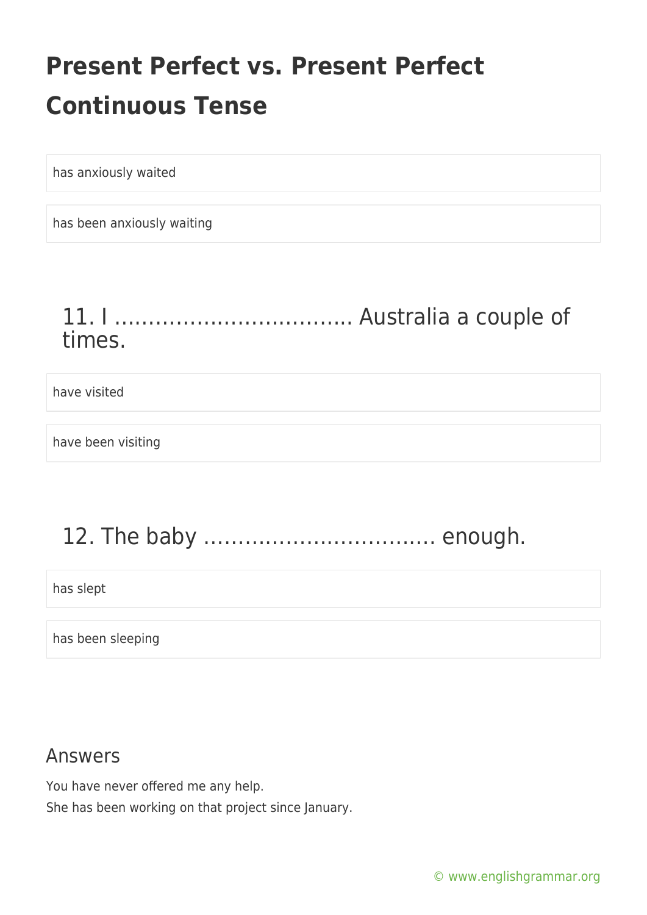has anxiously waited

has been anxiously waiting

## 11. I ……………………………. Australia a couple of times.

have visited

have been visiting

## 12. The baby ……………………………. enough.

has slept

has been sleeping

## Answers

You have never offered me any help.

She has been working on that project since January.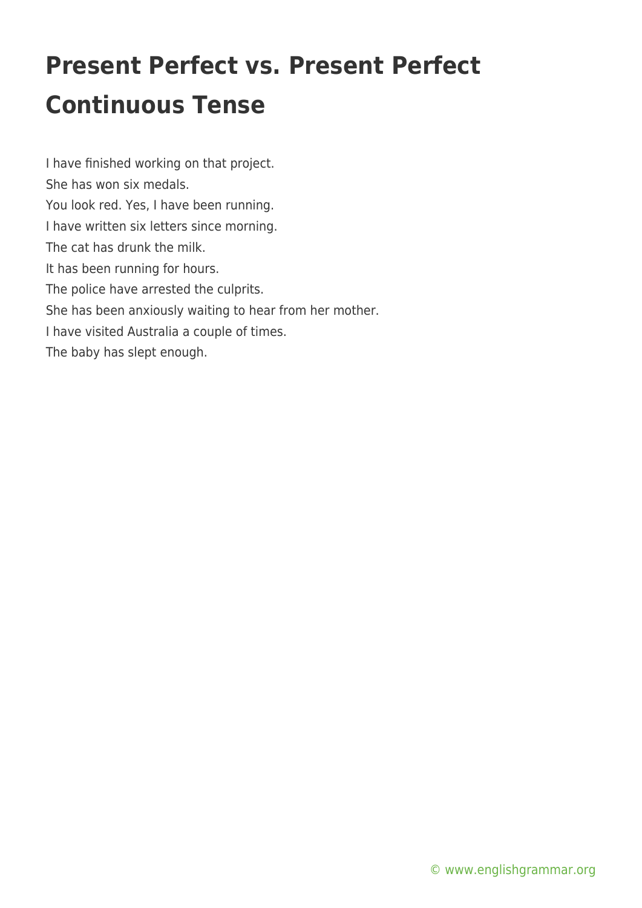# Present Perfect vs. Present Perfect Continuous Tense

I have finished working on that project.
She has won six medals.
You look red. Yes, I have been running.
I have written six letters since morning.
The cat has drunk the milk.
It has been running for hours.
The police have arrested the culprits.
She has been anxiously waiting to hear from her mother.
I have visited Australia a couple of times.
The baby has slept enough.